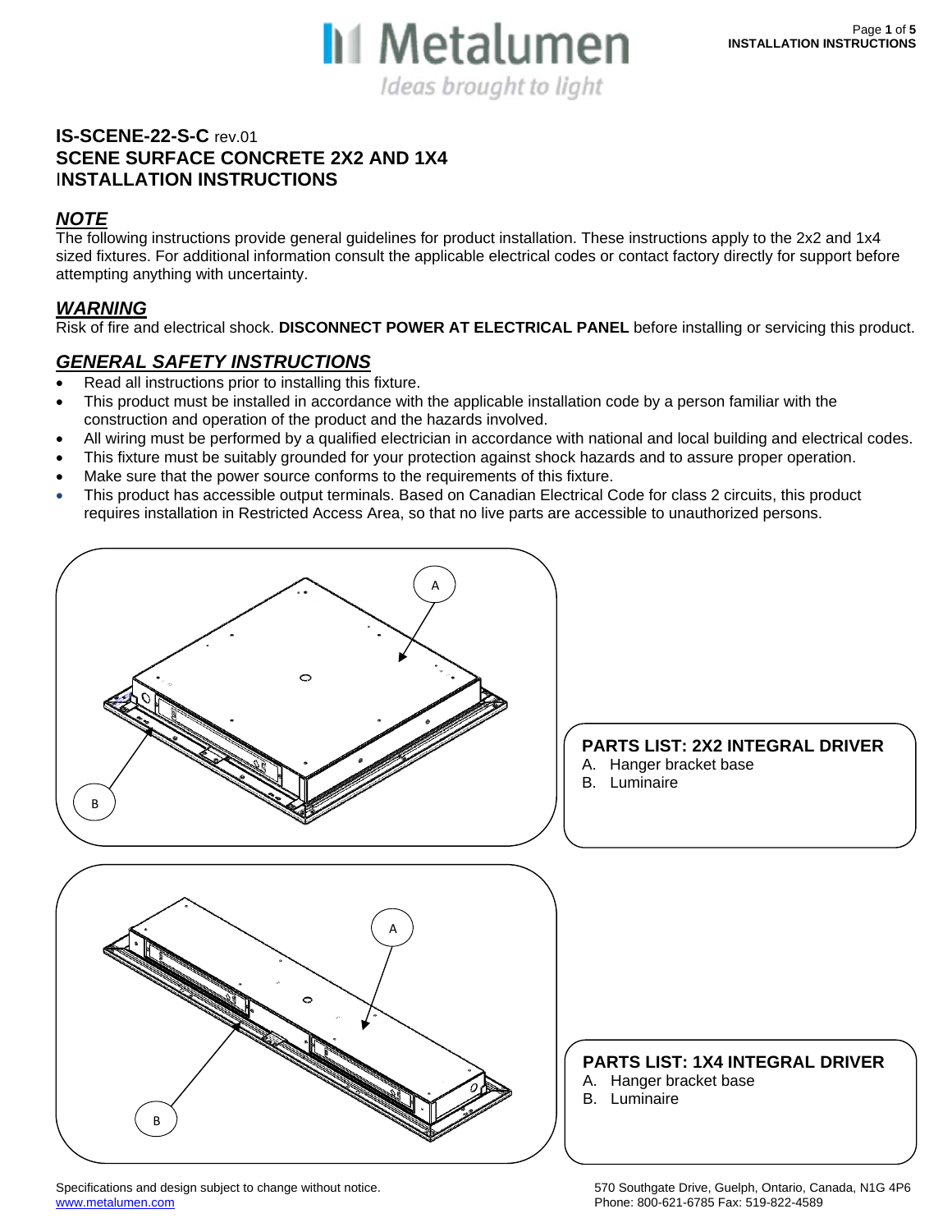# IS-SCENE-22-S-C rev.01

## SCENE SURFACE CONCRETE 2X2 AND 1X4 INSTALLATION INSTRUCTIONS

### *NOTE*

The following instructions provide general guidelines for product installation. These instructions apply to the 2x2 and 1x4 sized fixtures. For additional information consult the applicable electrical codes or contact factory directly for support before attempting anything with uncertainty.

### *WARNING*

Risk of fire and electrical shock. **DISCONNECT POWER AT ELECTRICAL PANEL** before installing or servicing this product.

### *GENERAL SAFETY INSTRUCTIONS*

- Read all instructions prior to installing this fixture.
- This product must be installed in accordance with the applicable installation code by a person familiar with the construction and operation of the product and the hazards involved.
- All wiring must be performed by a qualified electrician in accordance with national and local building and electrical codes.
- This fixture must be suitably grounded for your protection against shock hazards and to assure proper operation.
- Make sure that the power source conforms to the requirements of this fixture.
- This product has accessible output terminals. Based on Canadian Electrical Code for class 2 circuits, this product requires installation in Restricted Access Area, so that no live parts are accessible to unauthorized persons.

**PARTS LIST: 2X2 INTEGRAL DRIVER**

A. Hanger bracket base
B. Luminaire

**PARTS LIST: 1X4 INTEGRAL DRIVER**

A. Hanger bracket base
B. Luminaire

Specifications and design subject to change without notice.
www.metalumen.com

570 Southgate Drive, Guelph, Ontario, Canada, N1G 4P6
Phone: 800-621-6785 Fax: 519-822-4589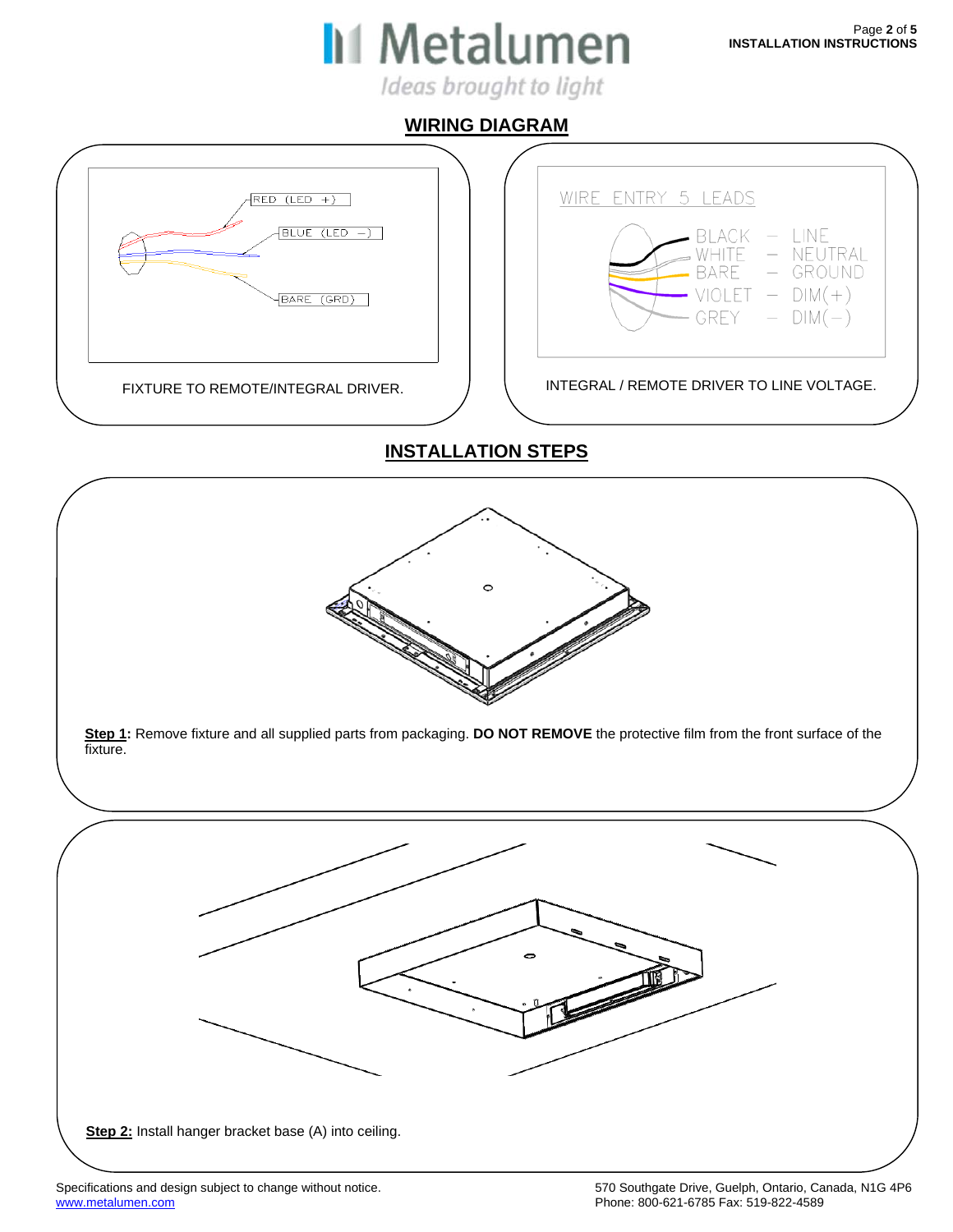## WIRING DIAGRAM

RED (LED +)
BLUE (LED −)
BARE (GRD)

FIXTURE TO REMOTE/INTEGRAL DRIVER.

WIRE ENTRY 5 LEADS

BLACK – LINE
WHITE – NEUTRAL
BARE – GROUND
VIOLET – DIM(+)
GREY – DIM(−)

INTEGRAL / REMOTE DRIVER TO LINE VOLTAGE.

## INSTALLATION STEPS

**Step 1:** Remove fixture and all supplied parts from packaging. **DO NOT REMOVE** the protective film from the front surface of the fixture.

**Step 2:** Install hanger bracket base (A) into ceiling.

Specifications and design subject to change without notice.
www.metalumen.com

570 Southgate Drive, Guelph, Ontario, Canada, N1G 4P6
Phone: 800-621-6785 Fax: 519-822-4589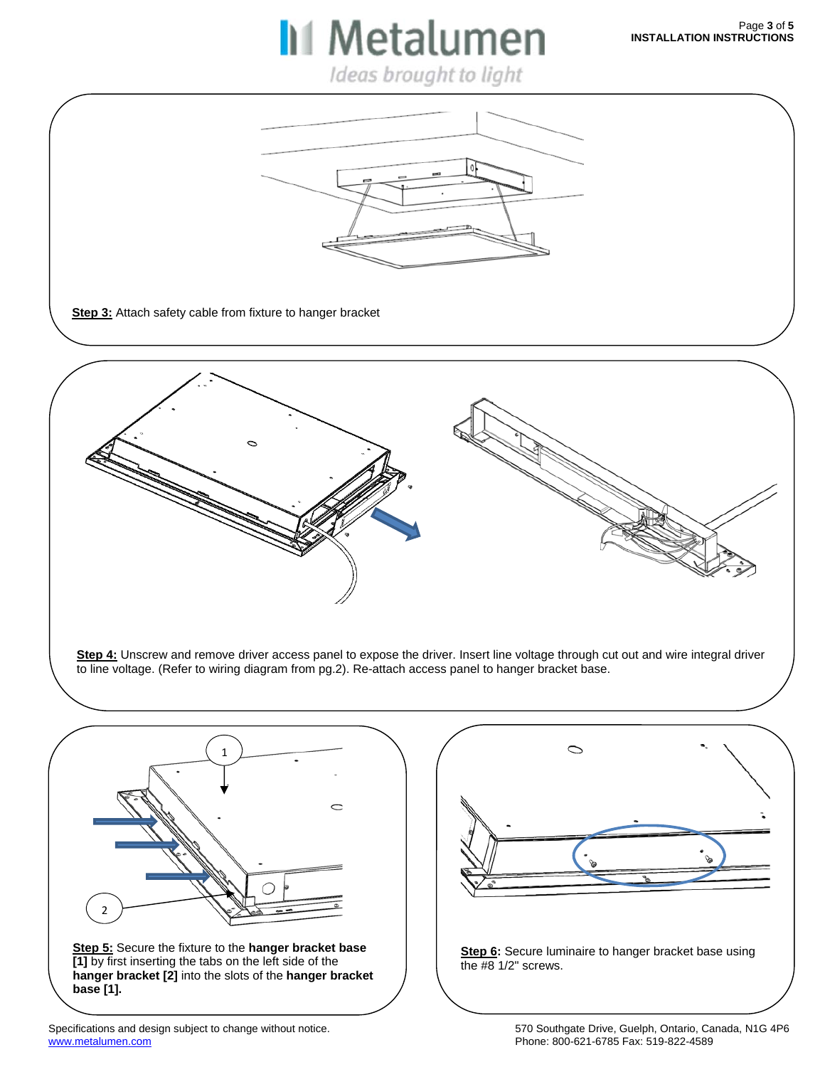**Step 3:** Attach safety cable from fixture to hanger bracket

**Step 4:** Unscrew and remove driver access panel to expose the driver. Insert line voltage through cut out and wire integral driver to line voltage. (Refer to wiring diagram from pg.2). Re-attach access panel to hanger bracket base.

1

2

**Step 5:** Secure the fixture to the **hanger bracket base [1]** by first inserting the tabs on the left side of the **hanger bracket [2]** into the slots of the **hanger bracket base [1].**

**Step 6:** Secure luminaire to hanger bracket base using the #8 1/2" screws.

Specifications and design subject to change without notice.
www.metalumen.com

570 Southgate Drive, Guelph, Ontario, Canada, N1G 4P6
Phone: 800-621-6785 Fax: 519-822-4589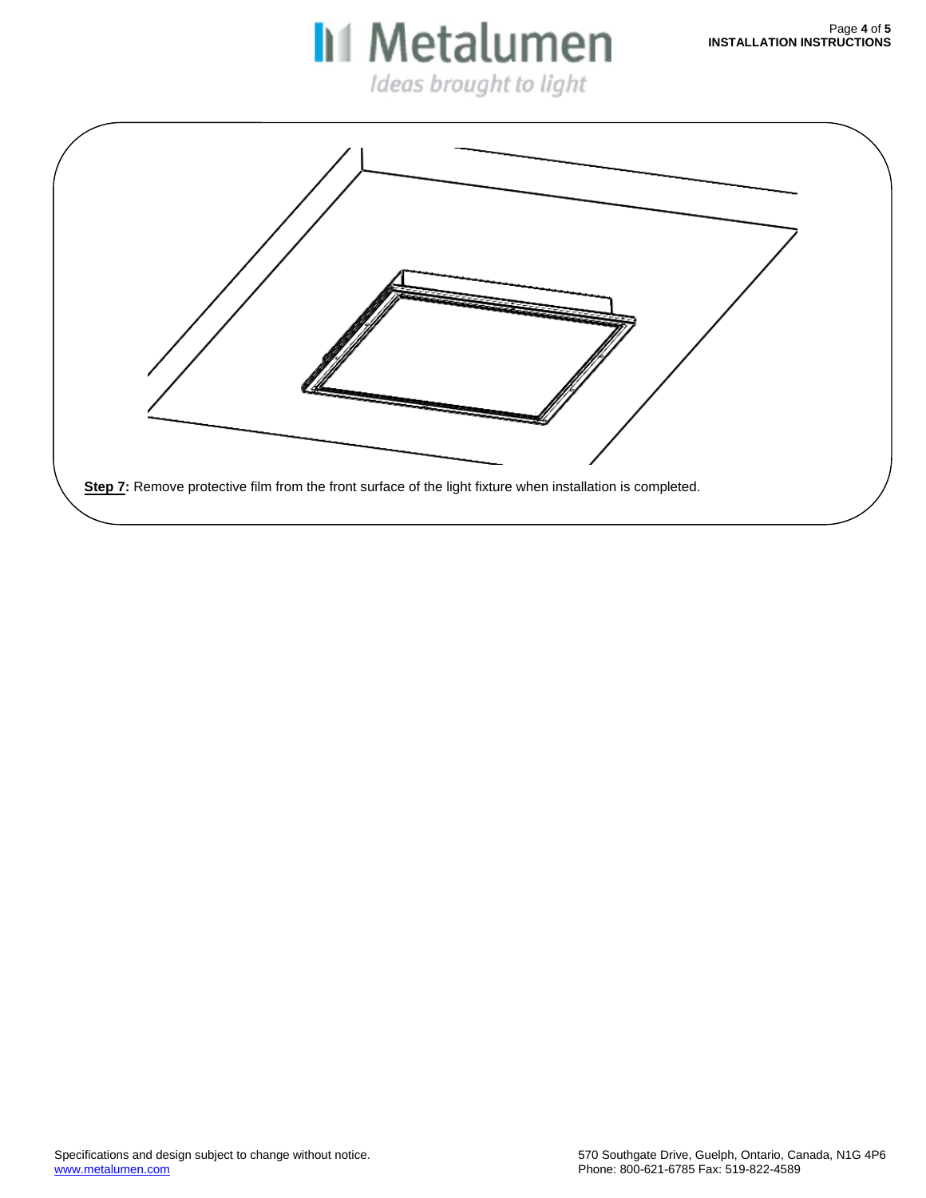**Step 7:** Remove protective film from the front surface of the light fixture when installation is completed.

Specifications and design subject to change without notice.
www.metalumen.com

570 Southgate Drive, Guelph, Ontario, Canada, N1G 4P6
Phone: 800-621-6785 Fax: 519-822-4589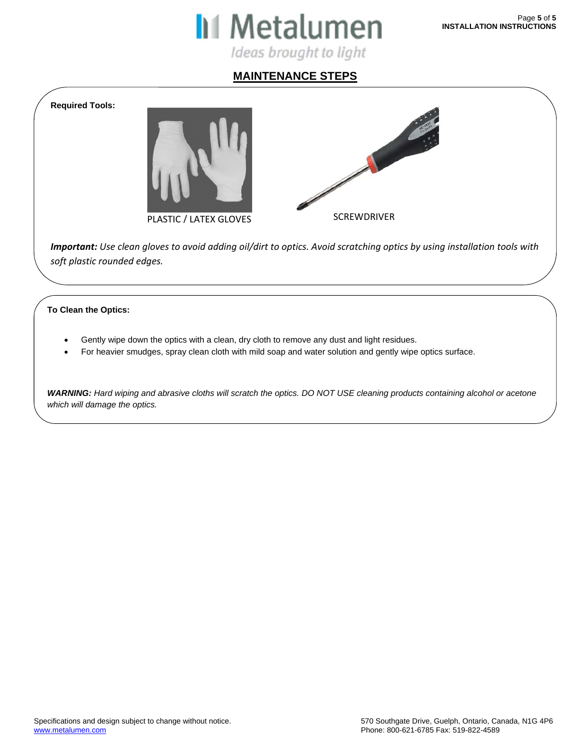## MAINTENANCE STEPS

**Required Tools:**

PLASTIC / LATEX GLOVES

SCREWDRIVER

***Important:*** *Use clean gloves to avoid adding oil/dirt to optics. Avoid scratching optics by using installation tools with soft plastic rounded edges.*

**To Clean the Optics:**

- Gently wipe down the optics with a clean, dry cloth to remove any dust and light residues.
- For heavier smudges, spray clean cloth with mild soap and water solution and gently wipe optics surface.

***WARNING:*** *Hard wiping and abrasive cloths will scratch the optics. DO NOT USE cleaning products containing alcohol or acetone which will damage the optics.*

Specifications and design subject to change without notice.
www.metalumen.com

570 Southgate Drive, Guelph, Ontario, Canada, N1G 4P6
Phone: 800-621-6785 Fax: 519-822-4589